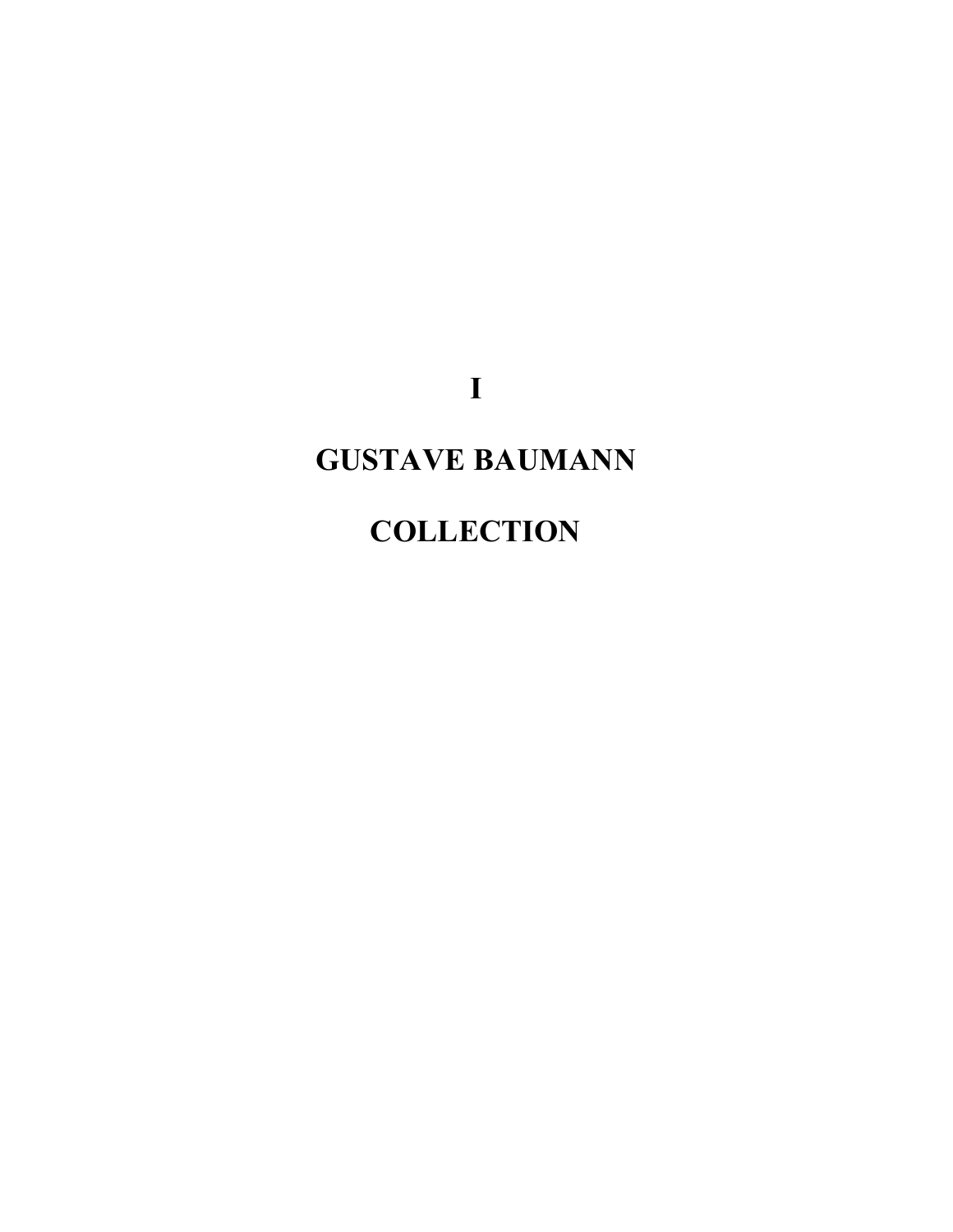# I

# GUSTAVE BAUMANN

# COLLECTION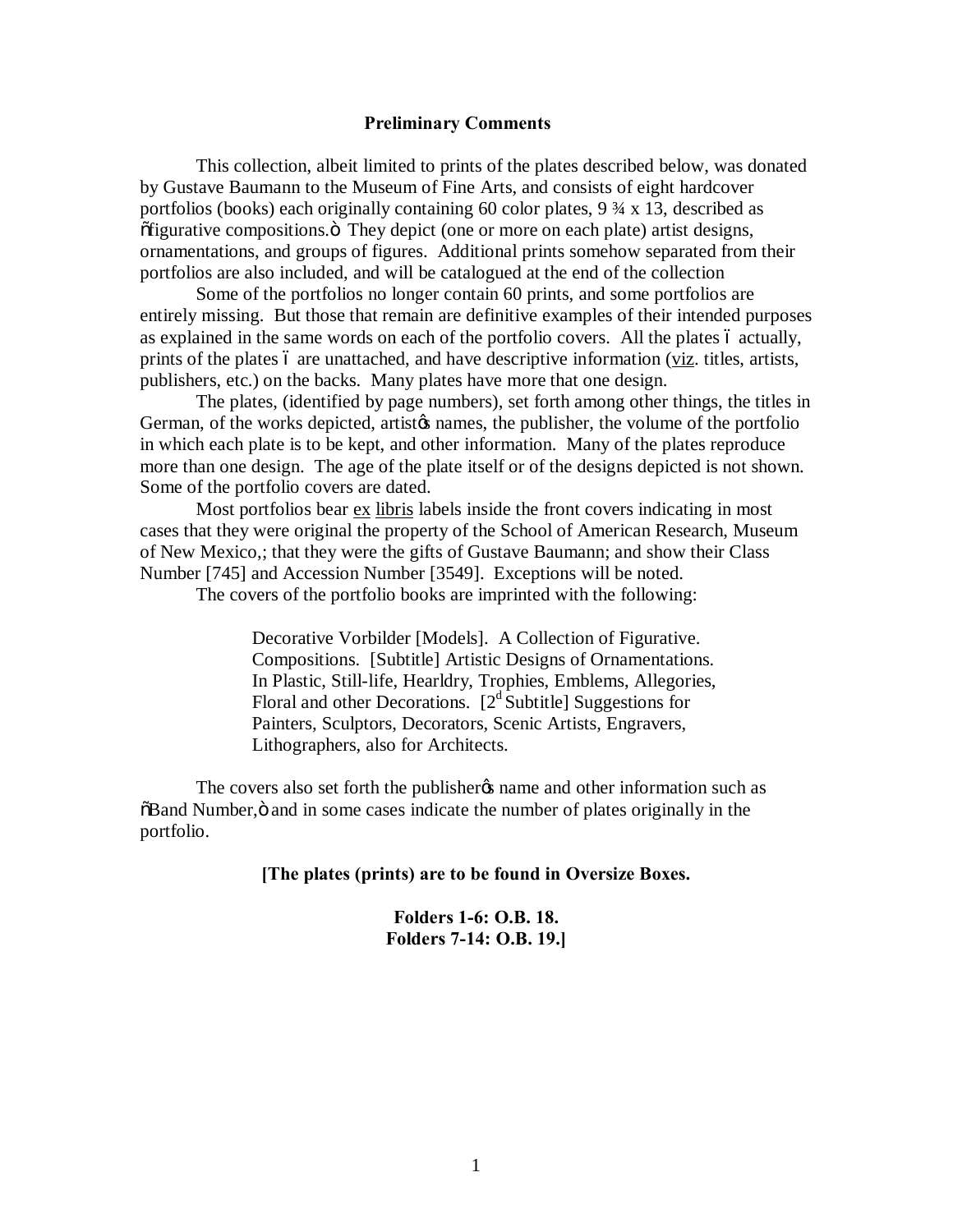**Preliminary Comments**

This collection, albeit limited to prints of the plates described below, was donated by Gustave Baumann to the Museum of Fine Arts, and consists of eight hardcover portfolios (books) each originally containing 60 color plates, 9 ¾ x 13, described as "figurative compositions." They depict (one or more on each plate) artist designs, ornamentations, and groups of figures. Additional prints somehow separated from their portfolios are also included, and will be catalogued at the end of the collection

Some of the portfolios no longer contain 60 prints, and some portfolios are entirely missing. But those that remain are definitive examples of their intended purposes as explained in the same words on each of the portfolio covers. All the plates – actually, prints of the plates – are unattached, and have descriptive information (viz. titles, artists, publishers, etc.) on the backs. Many plates have more that one design.

The plates, (identified by page numbers), set forth among other things, the titles in German, of the works depicted, artist's names, the publisher, the volume of the portfolio in which each plate is to be kept, and other information. Many of the plates reproduce more than one design. The age of the plate itself or of the designs depicted is not shown. Some of the portfolio covers are dated.

Most portfolios bear ex libris labels inside the front covers indicating in most cases that they were original the property of the School of American Research, Museum of New Mexico,; that they were the gifts of Gustave Baumann; and show their Class Number [745] and Accession Number [3549]. Exceptions will be noted.

The covers of the portfolio books are imprinted with the following:

> Decorative Vorbilder [Models]. A Collection of Figurative. Compositions. [Subtitle] Artistic Designs of Ornamentations. In Plastic, Still-life, Hearldry, Trophies, Emblems, Allegories, Floral and other Decorations. [2d Subtitle] Suggestions for Painters, Sculptors, Decorators, Scenic Artists, Engravers, Lithographers, also for Architects.

The covers also set forth the publisher's name and other information such as "Band Number," and in some cases indicate the number of plates originally in the portfolio.

**[The plates (prints) are to be found in Oversize Boxes.**

**Folders 1-6: O.B. 18.**
**Folders 7-14: O.B. 19.]**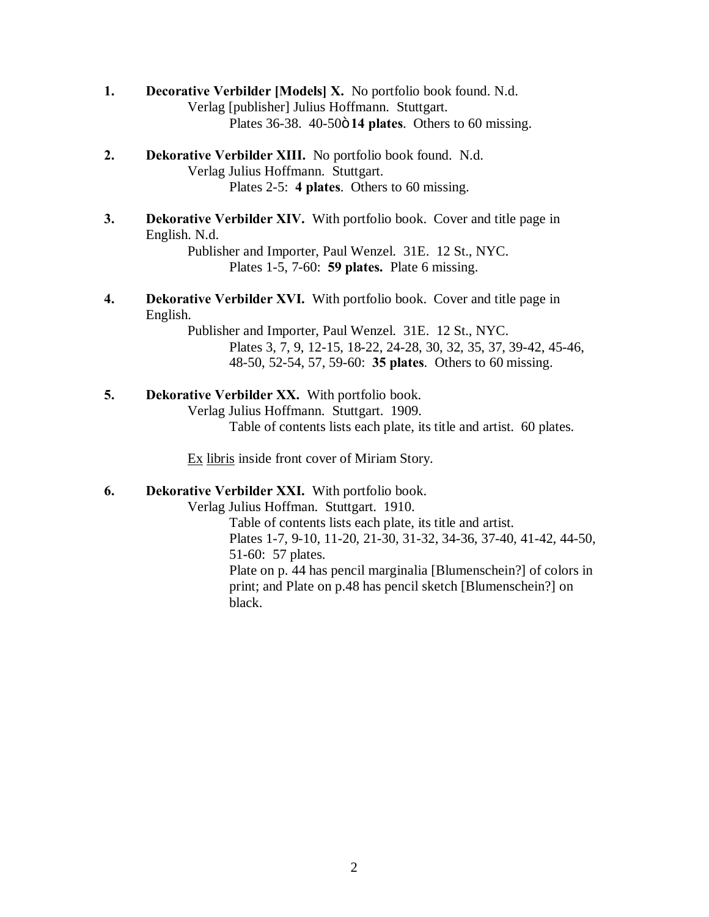1. **Decorative Verbilder [Models] X.** No portfolio book found. N.d.
   Verlag [publisher] Julius Hoffmann. Stuttgart.
   Plates 36-38. 40-50ò **14 plates**. Others to 60 missing.

2. **Dekorative Verbilder XIII.** No portfolio book found. N.d.
   Verlag Julius Hoffmann. Stuttgart.
   Plates 2-5: **4 plates**. Others to 60 missing.

3. **Dekorative Verbilder XIV.** With portfolio book. Cover and title page in English. N.d.
   Publisher and Importer, Paul Wenzel. 31E. 12 St., NYC.
   Plates 1-5, 7-60: **59 plates.** Plate 6 missing.

4. **Dekorative Verbilder XVI.** With portfolio book. Cover and title page in English.
   Publisher and Importer, Paul Wenzel. 31E. 12 St., NYC.
   Plates 3, 7, 9, 12-15, 18-22, 24-28, 30, 32, 35, 37, 39-42, 45-46, 48-50, 52-54, 57, 59-60: **35 plates**. Others to 60 missing.

5. **Dekorative Verbilder XX.** With portfolio book.
   Verlag Julius Hoffmann. Stuttgart. 1909.
   Table of contents lists each plate, its title and artist. 60 plates.

   Ex libris inside front cover of Miriam Story.

6. **Dekorative Verbilder XXI.** With portfolio book.
   Verlag Julius Hoffman. Stuttgart. 1910.
   Table of contents lists each plate, its title and artist.
   Plates 1-7, 9-10, 11-20, 21-30, 31-32, 34-36, 37-40, 41-42, 44-50, 51-60: 57 plates.
   Plate on p. 44 has pencil marginalia [Blumenschein?] of colors in print; and Plate on p.48 has pencil sketch [Blumenschein?] on black.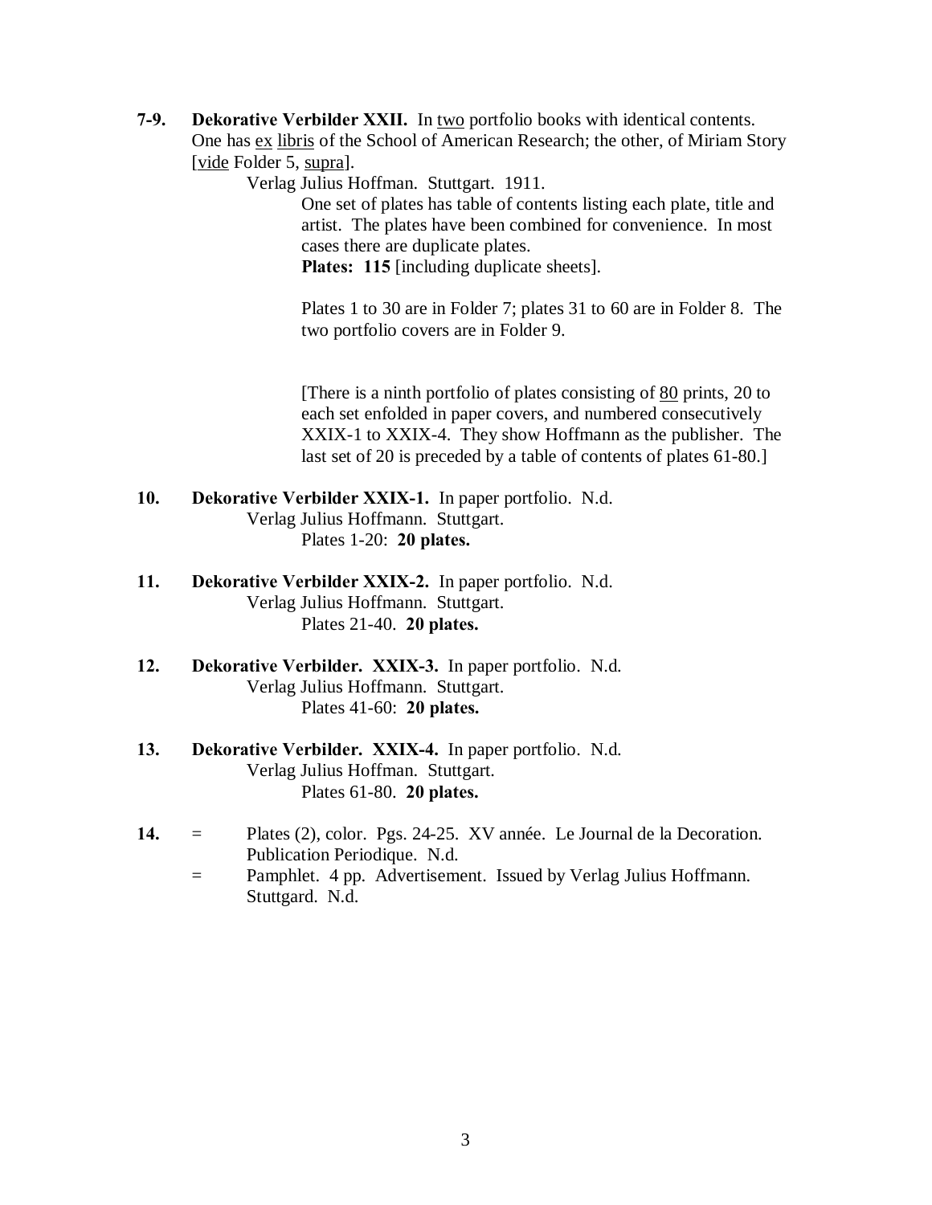**7-9.** **Dekorative Verbilder XXII.** In <u>two</u> portfolio books with identical contents. One has <u>ex</u> <u>libris</u> of the School of American Research; the other, of Miriam Story [<u>vide</u> Folder 5, <u>supra</u>].

Verlag Julius Hoffman. Stuttgart. 1911.

One set of plates has table of contents listing each plate, title and artist. The plates have been combined for convenience. In most cases there are duplicate plates.
**Plates: 115** [including duplicate sheets].

Plates 1 to 30 are in Folder 7; plates 31 to 60 are in Folder 8. The two portfolio covers are in Folder 9.

[There is a ninth portfolio of plates consisting of <u>80</u> prints, 20 to each set enfolded in paper covers, and numbered consecutively XXIX-1 to XXIX-4. They show Hoffmann as the publisher. The last set of 20 is preceded by a table of contents of plates 61-80.]

**10.** **Dekorative Verbilder XXIX-1.** In paper portfolio. N.d.
Verlag Julius Hoffmann. Stuttgart.
Plates 1-20: **20 plates.**

**11.** **Dekorative Verbilder XXIX-2.** In paper portfolio. N.d.
Verlag Julius Hoffmann. Stuttgart.
Plates 21-40. **20 plates.**

**12.** **Dekorative Verbilder. XXIX-3.** In paper portfolio. N.d.
Verlag Julius Hoffmann. Stuttgart.
Plates 41-60: **20 plates.**

**13.** **Dekorative Verbilder. XXIX-4.** In paper portfolio. N.d.
Verlag Julius Hoffman. Stuttgart.
Plates 61-80. **20 plates.**

**14.**
= Plates (2), color. Pgs. 24-25. XV année. Le Journal de la Decoration. Publication Periodique. N.d.
= Pamphlet. 4 pp. Advertisement. Issued by Verlag Julius Hoffmann. Stuttgard. N.d.